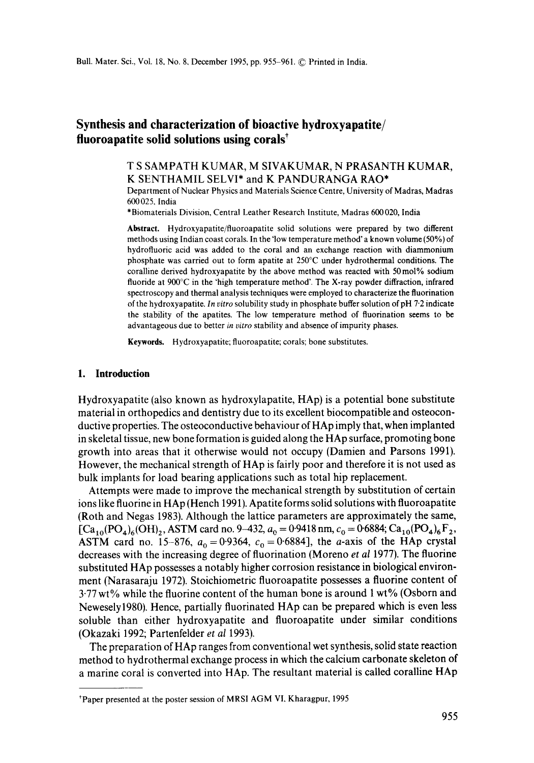# Synthesis and characterization of bioactive hydroxyapatite/fluoroapatite solid solutions using corals[†]

T S SAMPATH KUMAR, M SIVAKUMAR, N PRASANTH KUMAR, K SENTHAMIL SELVI* and K PANDURANGA RAO*

Department of Nuclear Physics and Materials Science Centre, University of Madras, Madras 600025, India

*Biomaterials Division, Central Leather Research Institute, Madras 600020, India

**Abstract.** Hydroxyapatite/fluoroapatite solid solutions were prepared by two different methods using Indian coast corals. In the 'low temperature method' a known volume (50%) of hydrofluoric acid was added to the coral and an exchange reaction with diammonium phosphate was carried out to form apatite at 250°C under hydrothermal conditions. The coralline derived hydroxyapatite by the above method was reacted with 50 mol% sodium fluoride at 900°C in the 'high temperature method'. The X-ray powder diffraction, infrared spectroscopy and thermal analysis techniques were employed to characterize the fluorination of the hydroxyapatite. *In vitro* solubility study in phosphate buffer solution of pH 7·2 indicate the stability of the apatites. The low temperature method of fluorination seems to be advantageous due to better *in vitro* stability and absence of impurity phases.

**Keywords.** Hydroxyapatite; fluoroapatite; corals; bone substitutes.

## 1. Introduction

Hydroxyapatite (also known as hydroxylapatite, HAp) is a potential bone substitute material in orthopedics and dentistry due to its excellent biocompatible and osteoconductive properties. The osteoconductive behaviour of HAp imply that, when implanted in skeletal tissue, new bone formation is guided along the HAp surface, promoting bone growth into areas that it otherwise would not occupy (Damien and Parsons 1991). However, the mechanical strength of HAp is fairly poor and therefore it is not used as bulk implants for load bearing applications such as total hip replacement.

Attempts were made to improve the mechanical strength by substitution of certain ions like fluorine in HAp (Hench 1991). Apatite forms solid solutions with fluoroapatite (Roth and Negas 1983). Although the lattice parameters are approximately the same, [$Ca_{10}(PO_4)_6(OH)_2$, ASTM card no. 9–432, $a_0 = 0{\cdot}9418$ nm, $c_0 = 0{\cdot}6884$; $Ca_{10}(PO_4)_6F_2$, ASTM card no. 15–876, $a_0 = 0{\cdot}9364$, $c_0 = 0{\cdot}6884$], the *a*-axis of the HAp crystal decreases with the increasing degree of fluorination (Moreno *et al* 1977). The fluorine substituted HAp possesses a notably higher corrosion resistance in biological environment (Narasaraju 1972). Stoichiometric fluoroapatite possesses a fluorine content of 3·77 wt% while the fluorine content of the human bone is around 1 wt% (Osborn and Newesely1980). Hence, partially fluorinated HAp can be prepared which is even less soluble than either hydroxyapatite and fluoroapatite under similar conditions (Okazaki 1992; Partenfelder *et al* 1993).

The preparation of HAp ranges from conventional wet synthesis, solid state reaction method to hydrothermal exchange process in which the calcium carbonate skeleton of a marine coral is converted into HAp. The resultant material is called coralline HAp

[†]Paper presented at the poster session of MRSI AGM VI, Kharagpur, 1995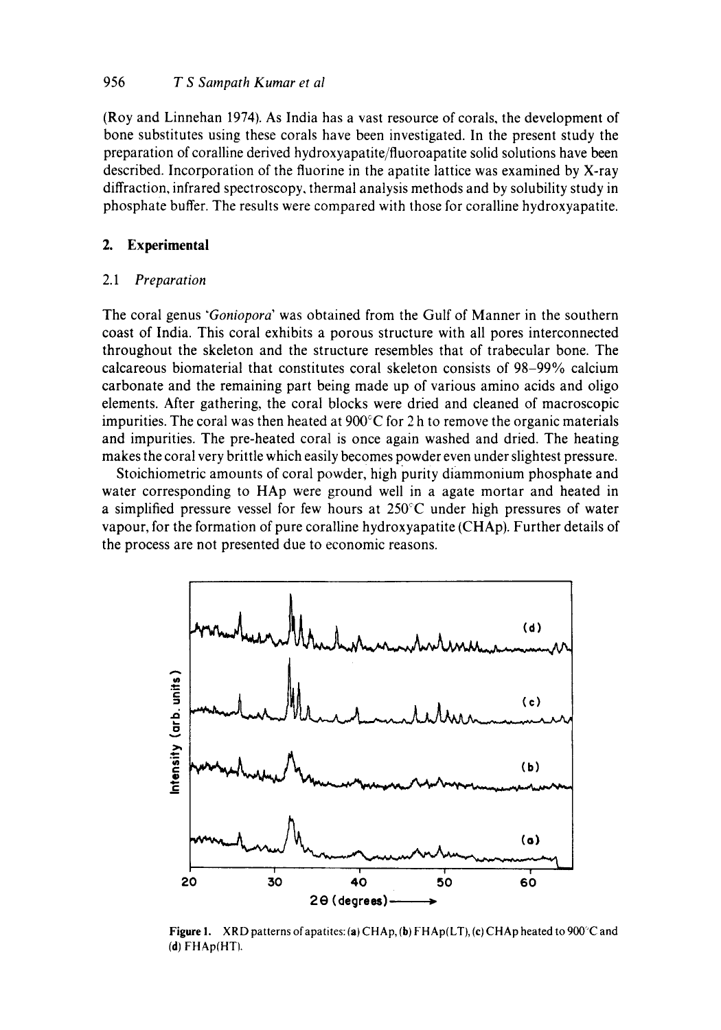(Roy and Linnehan 1974). As India has a vast resource of corals, the development of bone substitutes using these corals have been investigated. In the present study the preparation of coralline derived hydroxyapatite/fluoroapatite solid solutions have been described. Incorporation of the fluorine in the apatite lattice was examined by X-ray diffraction, infrared spectroscopy, thermal analysis methods and by solubility study in phosphate buffer. The results were compared with those for coralline hydroxyapatite.

## 2. Experimental

### 2.1 *Preparation*

The coral genus '*Goniopora*' was obtained from the Gulf of Manner in the southern coast of India. This coral exhibits a porous structure with all pores interconnected throughout the skeleton and the structure resembles that of trabecular bone. The calcareous biomaterial that constitutes coral skeleton consists of 98–99% calcium carbonate and the remaining part being made up of various amino acids and oligo elements. After gathering, the coral blocks were dried and cleaned of macroscopic impurities. The coral was then heated at 900°C for 2 h to remove the organic materials and impurities. The pre-heated coral is once again washed and dried. The heating makes the coral very brittle which easily becomes powder even under slightest pressure.

Stoichiometric amounts of coral powder, high purity diammonium phosphate and water corresponding to HAp were ground well in a agate mortar and heated in a simplified pressure vessel for few hours at 250°C under high pressures of water vapour, for the formation of pure coralline hydroxyapatite (CHAp). Further details of the process are not presented due to economic reasons.

**Figure 1.** XRD patterns of apatites: (**a**) CHAp, (**b**) FHAp(LT), (**c**) CHAp heated to 900°C and (**d**) FHAp(HT).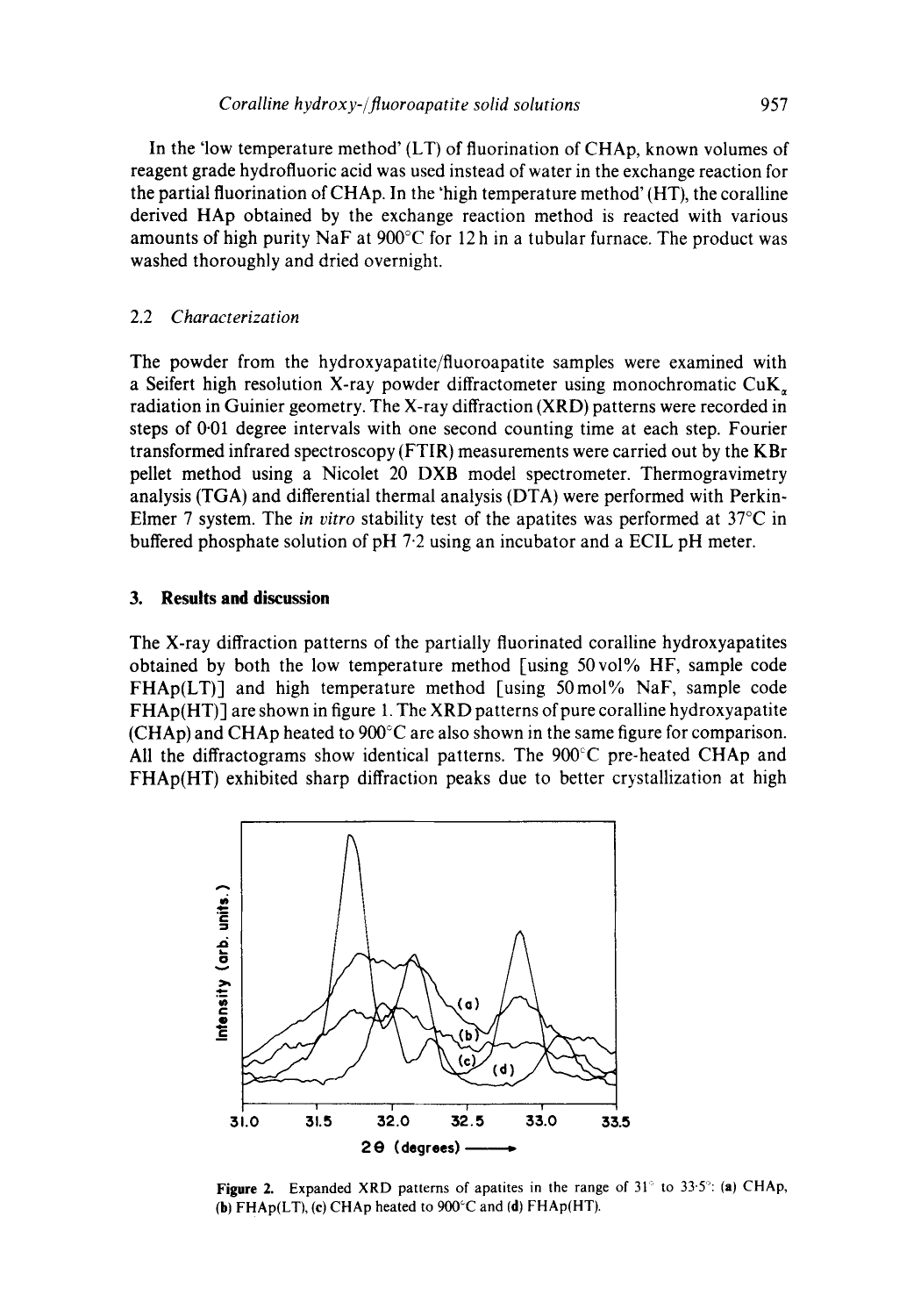In the 'low temperature method' (LT) of fluorination of CHAp, known volumes of reagent grade hydrofluoric acid was used instead of water in the exchange reaction for the partial fluorination of CHAp. In the 'high temperature method' (HT), the coralline derived HAp obtained by the exchange reaction method is reacted with various amounts of high purity NaF at 900°C for 12 h in a tubular furnace. The product was washed thoroughly and dried overnight.

### 2.2 *Characterization*

The powder from the hydroxyapatite/fluoroapatite samples were examined with a Seifert high resolution X-ray powder diffractometer using monochromatic $CuK_\alpha$ radiation in Guinier geometry. The X-ray diffraction (XRD) patterns were recorded in steps of 0·01 degree intervals with one second counting time at each step. Fourier transformed infrared spectroscopy (FTIR) measurements were carried out by the KBr pellet method using a Nicolet 20 DXB model spectrometer. Thermogravimetry analysis (TGA) and differential thermal analysis (DTA) were performed with Perkin-Elmer 7 system. The *in vitro* stability test of the apatites was performed at 37°C in buffered phosphate solution of pH 7·2 using an incubator and a ECIL pH meter.

## 3. Results and discussion

The X-ray diffraction patterns of the partially fluorinated coralline hydroxyapatites obtained by both the low temperature method [using 50 vol% HF, sample code FHAp(LT)] and high temperature method [using 50 mol% NaF, sample code FHAp(HT)] are shown in figure 1. The XRD patterns of pure coralline hydroxyapatite (CHAp) and CHAp heated to 900°C are also shown in the same figure for comparison. All the diffractograms show identical patterns. The 900°C pre-heated CHAp and FHAp(HT) exhibited sharp diffraction peaks due to better crystallization at high

**Figure 2.** Expanded XRD patterns of apatites in the range of 31° to 33·5°: **(a)** CHAp, **(b)** FHAp(LT), **(c)** CHAp heated to 900°C and **(d)** FHAp(HT).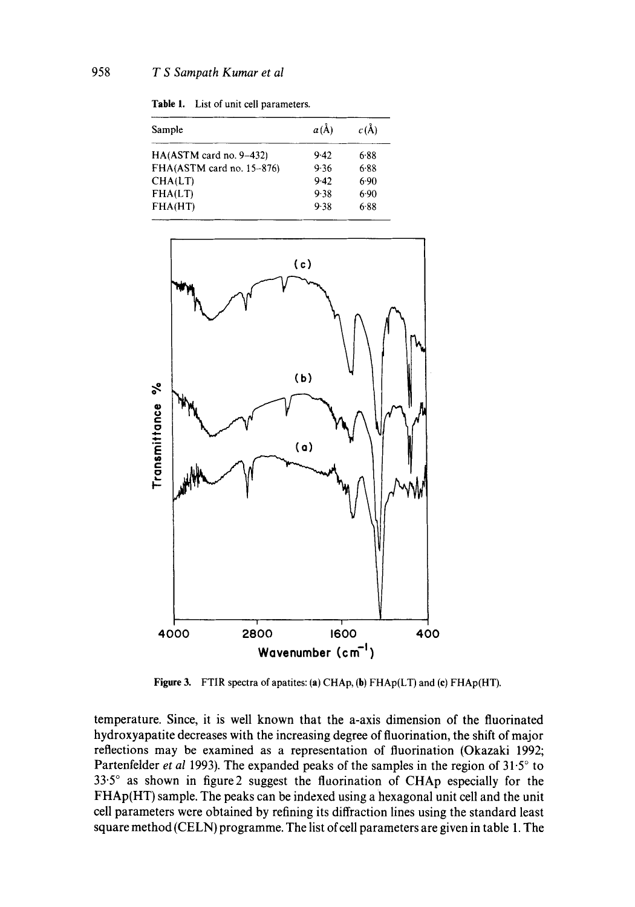**Table 1.** List of unit cell parameters.

| Sample | $a$(Å) | $c$(Å) |
|---|---|---|
| HA(ASTM card no. 9–432) | 9·42 | 6·88 |
| FHA(ASTM card no. 15–876) | 9·36 | 6·88 |
| CHA(LT) | 9·42 | 6·90 |
| FHA(LT) | 9·38 | 6·90 |
| FHA(HT) | 9·38 | 6·88 |

**Figure 3.** FTIR spectra of apatites: (**a**) CHAp, (**b**) FHAp(LT) and (**c**) FHAp(HT).

temperature. Since, it is well known that the a-axis dimension of the fluorinated hydroxyapatite decreases with the increasing degree of fluorination, the shift of major reflections may be examined as a representation of fluorination (Okazaki 1992; Partenfelder *et al* 1993). The expanded peaks of the samples in the region of 31·5° to 33·5° as shown in figure 2 suggest the fluorination of CHAp especially for the FHAp(HT) sample. The peaks can be indexed using a hexagonal unit cell and the unit cell parameters were obtained by refining its diffraction lines using the standard least square method (CELN) programme. The list of cell parameters are given in table 1. The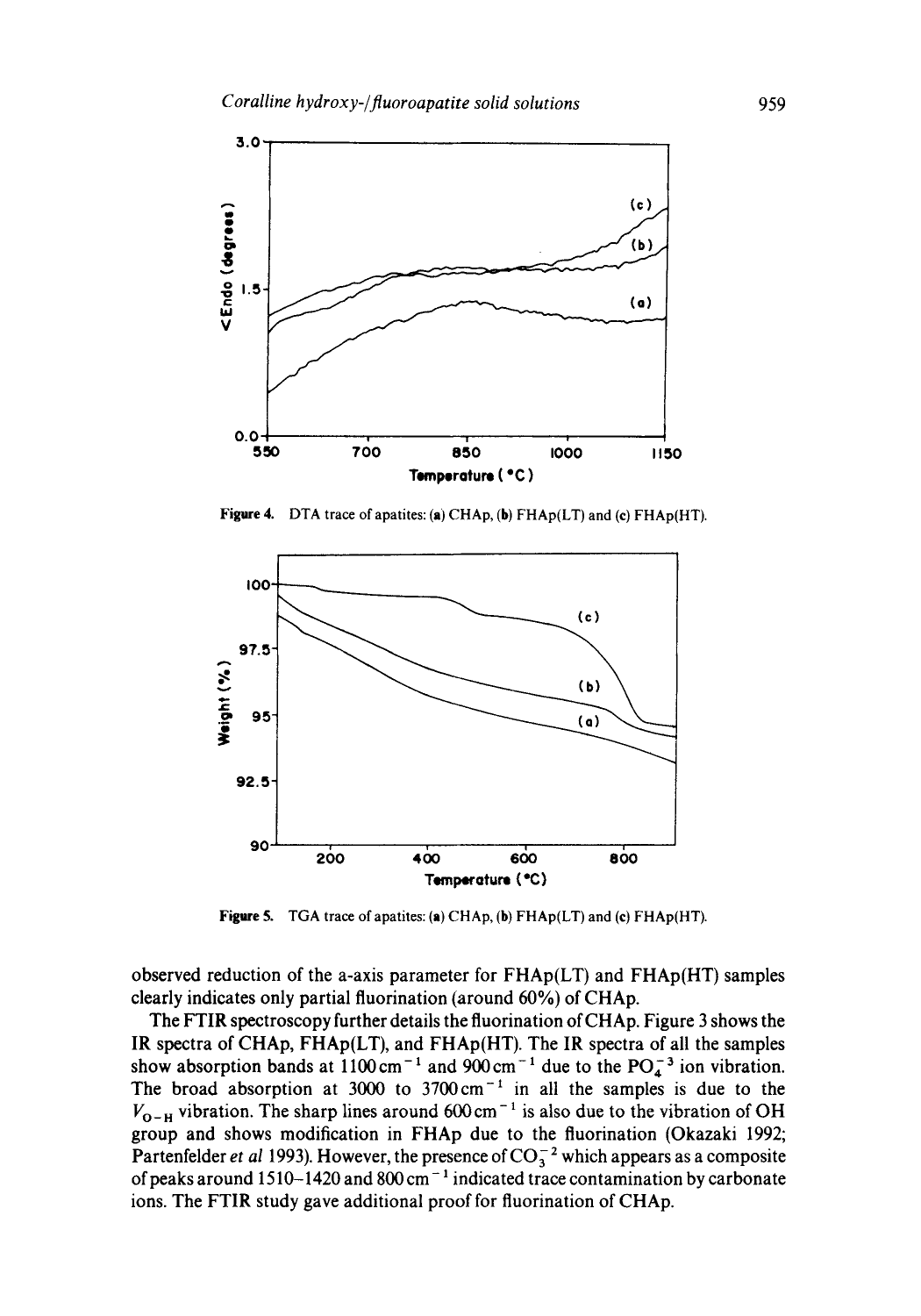Figure 4. DTA trace of apatites: (a) CHAp, (b) FHAp(LT) and (c) FHAp(HT).

Figure 5. TGA trace of apatites: (a) CHAp, (b) FHAp(LT) and (c) FHAp(HT).

observed reduction of the a-axis parameter for FHAp(LT) and FHAp(HT) samples clearly indicates only partial fluorination (around 60%) of CHAp.

The FTIR spectroscopy further details the fluorination of CHAp. Figure 3 shows the IR spectra of CHAp, FHAp(LT), and FHAp(HT). The IR spectra of all the samples show absorption bands at $1100\,cm^{-1}$ and $900\,cm^{-1}$ due to the $PO_4^{-3}$ ion vibration. The broad absorption at 3000 to $3700\,cm^{-1}$ in all the samples is due to the $V_{O-H}$ vibration. The sharp lines around $600\,cm^{-1}$ is also due to the vibration of OH group and shows modification in FHAp due to the fluorination (Okazaki 1992; Partenfelder *et al* 1993). However, the presence of $CO_3^{-2}$ which appears as a composite of peaks around 1510–1420 and $800\,cm^{-1}$ indicated trace contamination by carbonate ions. The FTIR study gave additional proof for fluorination of CHAp.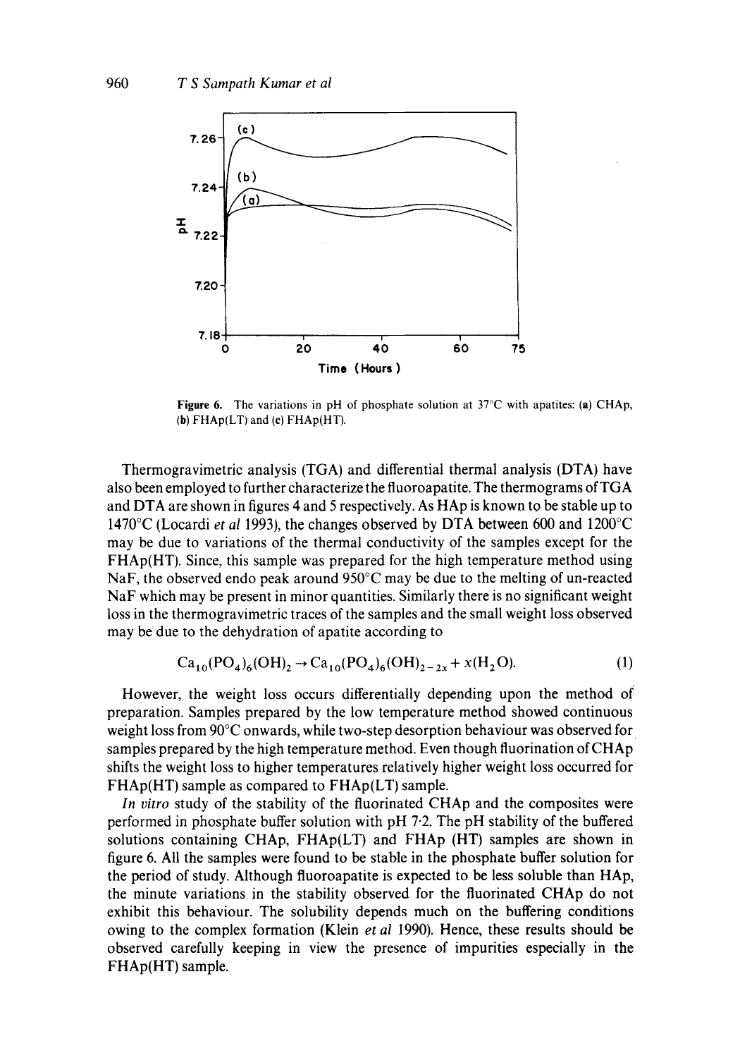Figure 6. The variations in pH of phosphate solution at 37°C with apatites: (a) CHAp, (b) FHAp(LT) and (c) FHAp(HT).

Thermogravimetric analysis (TGA) and differential thermal analysis (DTA) have also been employed to further characterize the fluoroapatite. The thermograms of TGA and DTA are shown in figures 4 and 5 respectively. As HAp is known to be stable up to 1470°C (Locardi *et al* 1993), the changes observed by DTA between 600 and 1200°C may be due to variations of the thermal conductivity of the samples except for the FHAp(HT). Since, this sample was prepared for the high temperature method using NaF, the observed endo peak around 950°C may be due to the melting of un-reacted NaF which may be present in minor quantities. Similarly there is no significant weight loss in the thermogravimetric traces of the samples and the small weight loss observed may be due to the dehydration of apatite according to

$$Ca_{10}(PO_4)_6(OH)_2 \rightarrow Ca_{10}(PO_4)_6(OH)_{2-2x} + x(H_2O). \quad (1)$$

However, the weight loss occurs differentially depending upon the method of preparation. Samples prepared by the low temperature method showed continuous weight loss from 90°C onwards, while two-step desorption behaviour was observed for samples prepared by the high temperature method. Even though fluorination of CHAp shifts the weight loss to higher temperatures relatively higher weight loss occurred for FHAp(HT) sample as compared to FHAp(LT) sample.

*In vitro* study of the stability of the fluorinated CHAp and the composites were performed in phosphate buffer solution with pH 7·2. The pH stability of the buffered solutions containing CHAp, FHAp(LT) and FHAp (HT) samples are shown in figure 6. All the samples were found to be stable in the phosphate buffer solution for the period of study. Although fluoroapatite is expected to be less soluble than HAp, the minute variations in the stability observed for the fluorinated CHAp do not exhibit this behaviour. The solubility depends much on the buffering conditions owing to the complex formation (Klein *et al* 1990). Hence, these results should be observed carefully keeping in view the presence of impurities especially in the FHAp(HT) sample.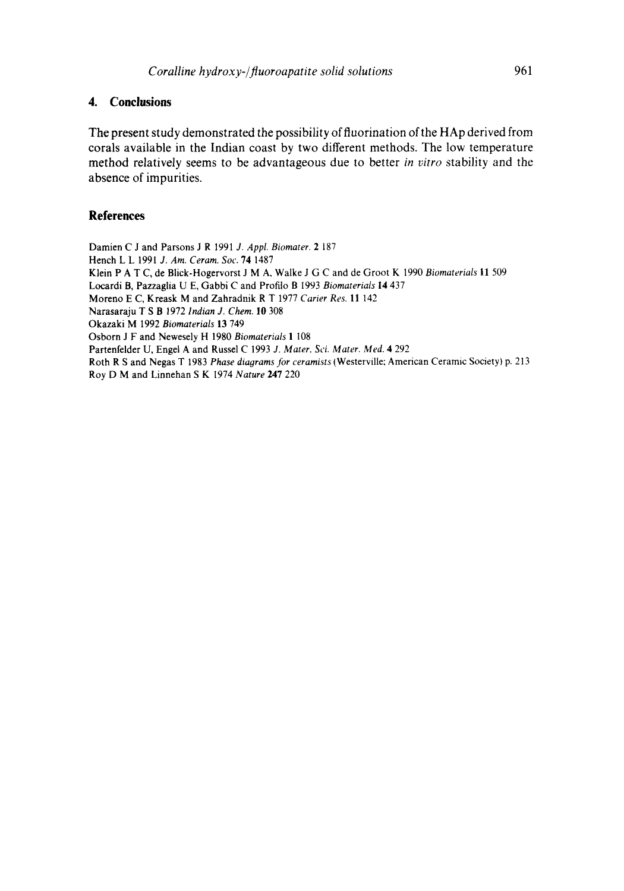## 4. Conclusions

The present study demonstrated the possibility of fluorination of the HAp derived from corals available in the Indian coast by two different methods. The low temperature method relatively seems to be advantageous due to better *in vitro* stability and the absence of impurities.

## References

Damien C J and Parsons J R 1991 *J. Appl. Biomater.* **2** 187

Hench L L 1991 *J. Am. Ceram. Soc.* **74** 1487

Klein P A T C, de Blick-Hogervorst J M A, Walke J G C and de Groot K 1990 *Biomaterials* **11** 509

Locardi B, Pazzaglia U E, Gabbi C and Profilo B 1993 *Biomaterials* **14** 437

Moreno E C, Kreask M and Zahradnik R T 1977 *Carier Res.* **11** 142

Narasaraju T S B 1972 *Indian J. Chem.* **10** 308

Okazaki M 1992 *Biomaterials* **13** 749

Osborn J F and Newesely H 1980 *Biomaterials* **1** 108

Partenfelder U, Engel A and Russel C 1993 *J. Mater. Sci. Mater. Med.* **4** 292

Roth R S and Negas T 1983 *Phase diagrams for ceramists* (Westerville; American Ceramic Society) p. 213

Roy D M and Linnehan S K 1974 *Nature* **247** 220